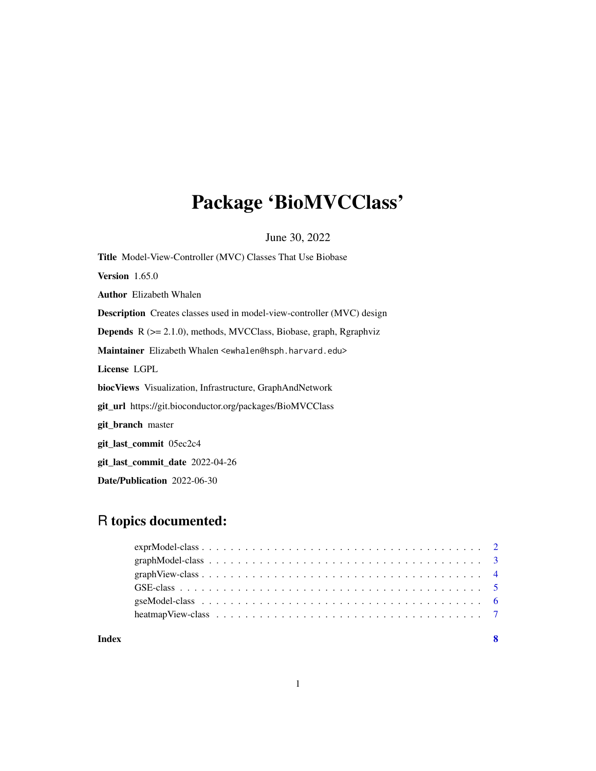# Package 'BioMVCClass'

June 30, 2022

**Title** Model-View-Controller (MVC) Classes That Use Biobase

**Version** 1.65.0

**Author** Elizabeth Whalen

**Description** Creates classes used in model-view-controller (MVC) design

**Depends** R (>= 2.1.0), methods, MVCClass, Biobase, graph, Rgraphviz

**Maintainer** Elizabeth Whalen <ewhalen@hsph.harvard.edu>

**License** LGPL

**biocViews** Visualization, Infrastructure, GraphAndNetwork

**git_url** https://git.bioconductor.org/packages/BioMVCClass

**git_branch** master

**git_last_commit** 05ec2c4

**git_last_commit_date** 2022-04-26

**Date/Publication** 2022-06-30

## R topics documented:

exprModel-class . . . . . . . . . . . . . . . . . . . . . . . . . . . . . . . . . . . . . . 2
graphModel-class . . . . . . . . . . . . . . . . . . . . . . . . . . . . . . . . . . . . . 3
graphView-class . . . . . . . . . . . . . . . . . . . . . . . . . . . . . . . . . . . . . . 4
GSE-class . . . . . . . . . . . . . . . . . . . . . . . . . . . . . . . . . . . . . . . . . 5
gseModel-class . . . . . . . . . . . . . . . . . . . . . . . . . . . . . . . . . . . . . . 6
heatmapView-class . . . . . . . . . . . . . . . . . . . . . . . . . . . . . . . . . . . . 7

**Index** 8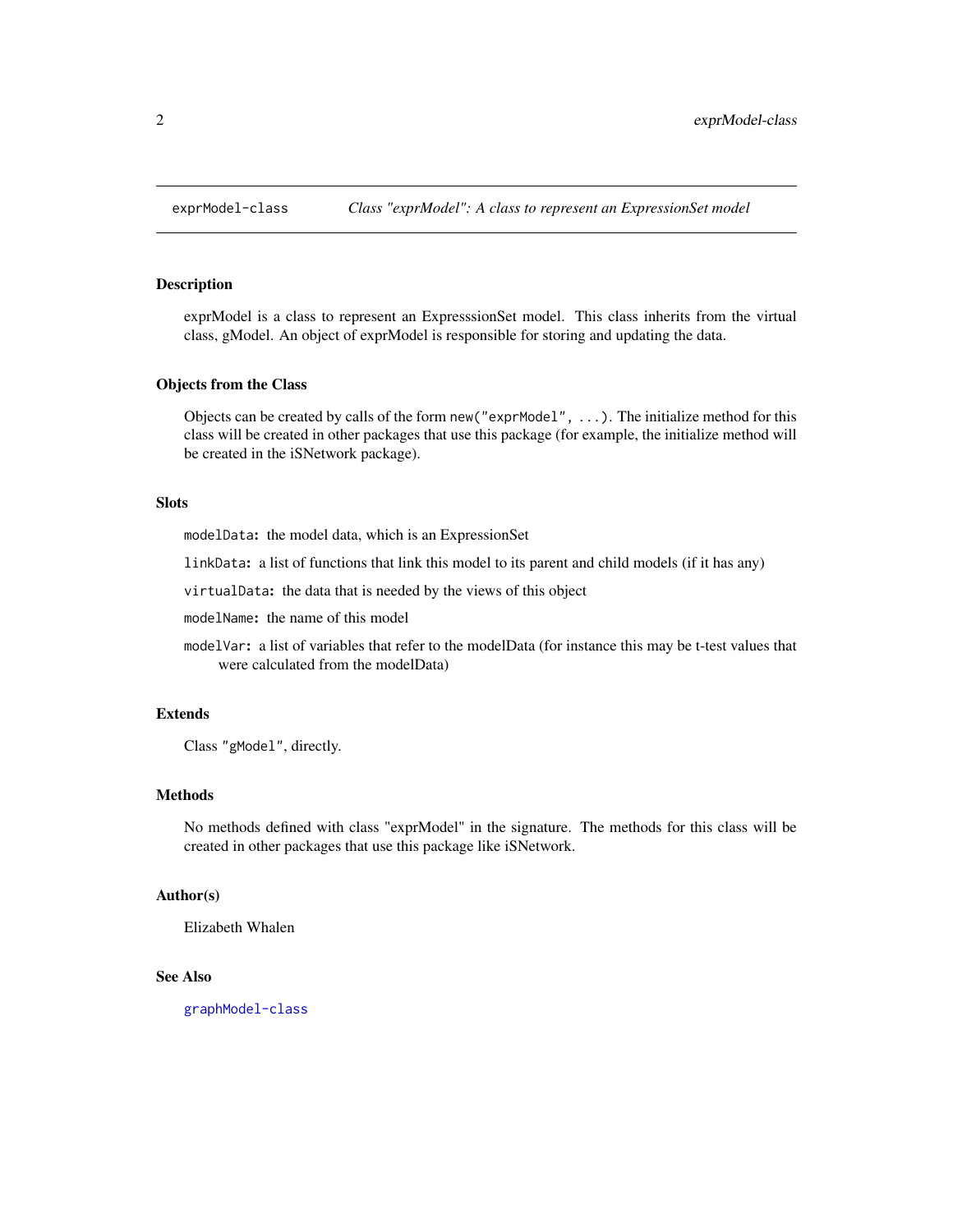# exprModel-class — Class "exprModel": A class to represent an ExpressionSet model

## Description

exprModel is a class to represent an ExpresssionSet model. This class inherits from the virtual class, gModel. An object of exprModel is responsible for storing and updating the data.

## Objects from the Class

Objects can be created by calls of the form `new("exprModel", ...)`. The initialize method for this class will be created in other packages that use this package (for example, the initialize method will be created in the iSNetwork package).

## Slots

- `modelData`: the model data, which is an ExpressionSet
- `linkData`: a list of functions that link this model to its parent and child models (if it has any)
- `virtualData`: the data that is needed by the views of this object
- `modelName`: the name of this model
- `modelVar`: a list of variables that refer to the modelData (for instance this may be t-test values that were calculated from the modelData)

## Extends

Class `"gModel"`, directly.

## Methods

No methods defined with class "exprModel" in the signature. The methods for this class will be created in other packages that use this package like iSNetwork.

## Author(s)

Elizabeth Whalen

## See Also

`graphModel-class`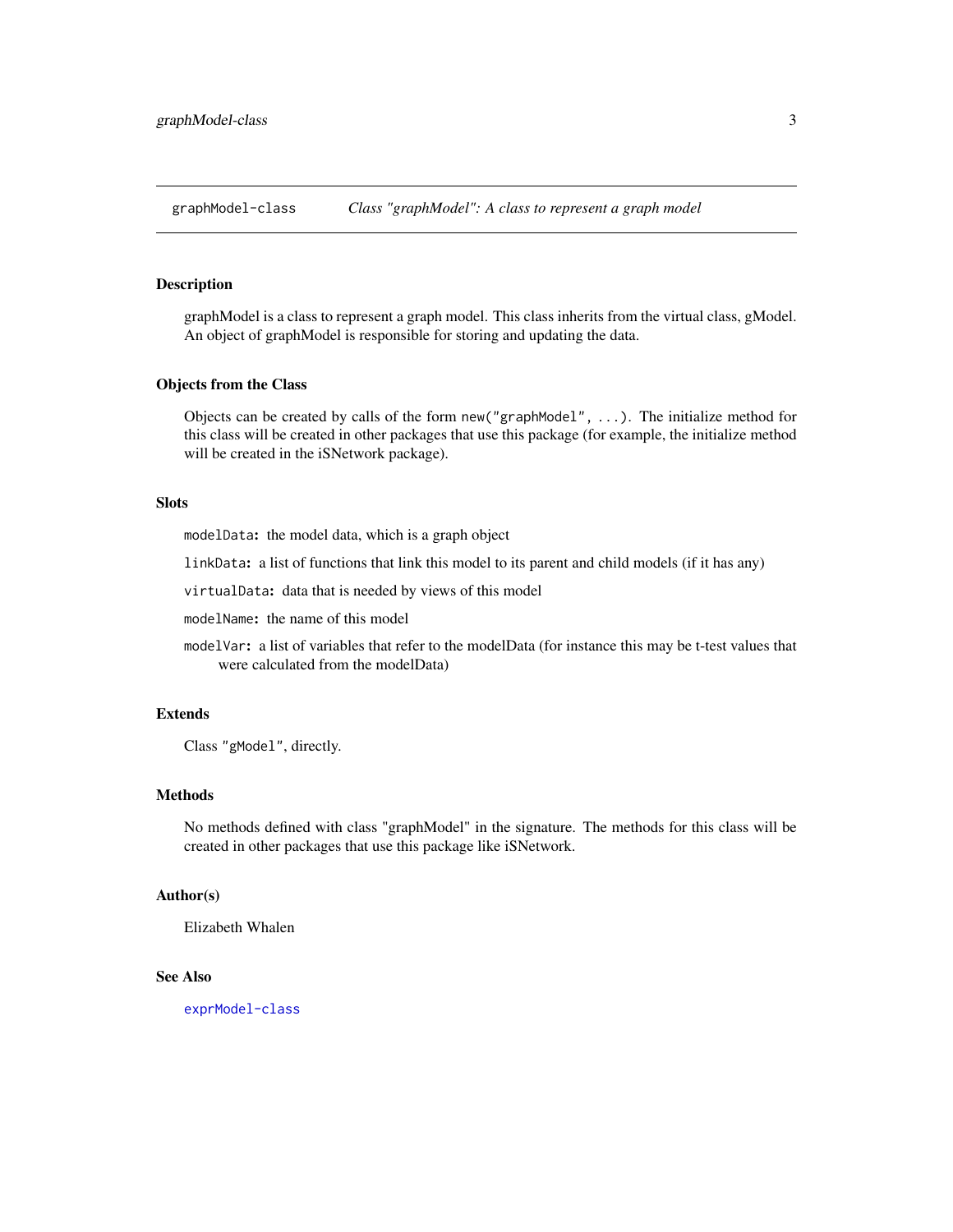# graphModel-class — *Class "graphModel": A class to represent a graph model*

## Description

graphModel is a class to represent a graph model. This class inherits from the virtual class, gModel. An object of graphModel is responsible for storing and updating the data.

## Objects from the Class

Objects can be created by calls of the form `new("graphModel", ...)`. The initialize method for this class will be created in other packages that use this package (for example, the initialize method will be created in the iSNetwork package).

## Slots

`modelData`**:** the model data, which is a graph object

`linkData`**:** a list of functions that link this model to its parent and child models (if it has any)

`virtualData`**:** data that is needed by views of this model

`modelName`**:** the name of this model

`modelVar`**:** a list of variables that refer to the modelData (for instance this may be t-test values that were calculated from the modelData)

## Extends

Class `"gModel"`, directly.

## Methods

No methods defined with class "graphModel" in the signature. The methods for this class will be created in other packages that use this package like iSNetwork.

## Author(s)

Elizabeth Whalen

## See Also

`exprModel-class`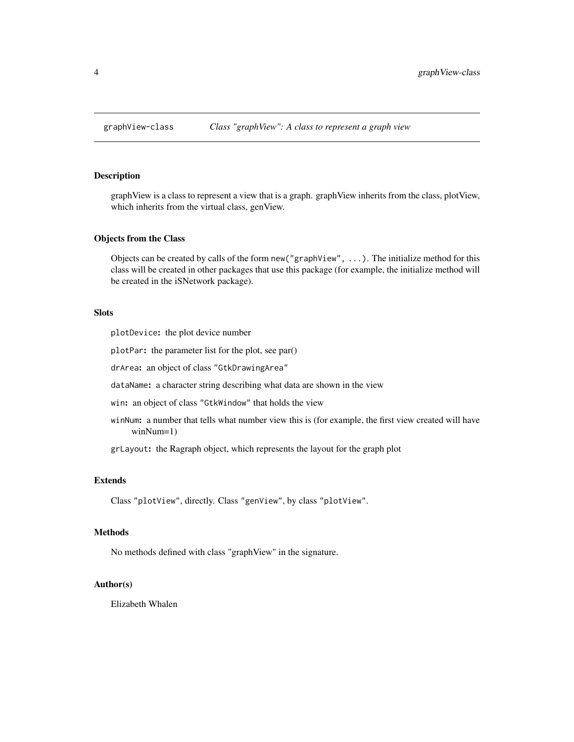# graphView-class — *Class "graphView": A class to represent a graph view*

## Description

graphView is a class to represent a view that is a graph. graphView inherits from the class, plotView, which inherits from the virtual class, genView.

## Objects from the Class

Objects can be created by calls of the form `new("graphView", ...)`. The initialize method for this class will be created in other packages that use this package (for example, the initialize method will be created in the iSNetwork package).

## Slots

- `plotDevice`: the plot device number
- `plotPar`: the parameter list for the plot, see par()
- `drArea`: an object of class `"GtkDrawingArea"`
- `dataName`: a character string describing what data are shown in the view
- `win`: an object of class `"GtkWindow"` that holds the view
- `winNum`: a number that tells what number view this is (for example, the first view created will have winNum=1)
- `grLayout`: the Ragraph object, which represents the layout for the graph plot

## Extends

Class `"plotView"`, directly. Class `"genView"`, by class `"plotView"`.

## Methods

No methods defined with class "graphView" in the signature.

## Author(s)

Elizabeth Whalen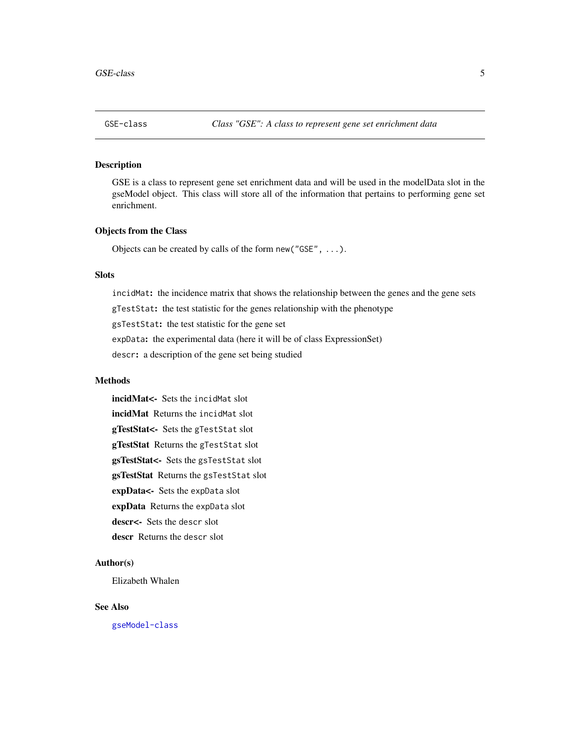## GSE-class — *Class "GSE": A class to represent gene set enrichment data*

### Description

GSE is a class to represent gene set enrichment data and will be used in the modelData slot in the gseModel object. This class will store all of the information that pertains to performing gene set enrichment.

### Objects from the Class

Objects can be created by calls of the form `new("GSE", ...)`.

### Slots

`incidMat`: the incidence matrix that shows the relationship between the genes and the gene sets

`gTestStat`: the test statistic for the genes relationship with the phenotype

`gsTestStat`: the test statistic for the gene set

`expData`: the experimental data (here it will be of class ExpressionSet)

`descr`: a description of the gene set being studied

### Methods

**incidMat<-** Sets the `incidMat` slot

**incidMat** Returns the `incidMat` slot

**gTestStat<-** Sets the `gTestStat` slot

**gTestStat** Returns the `gTestStat` slot

**gsTestStat<-** Sets the `gsTestStat` slot

**gsTestStat** Returns the `gsTestStat` slot

**expData<-** Sets the `expData` slot

**expData** Returns the `expData` slot

**descr<-** Sets the `descr` slot

**descr** Returns the `descr` slot

### Author(s)

Elizabeth Whalen

### See Also

`gseModel-class`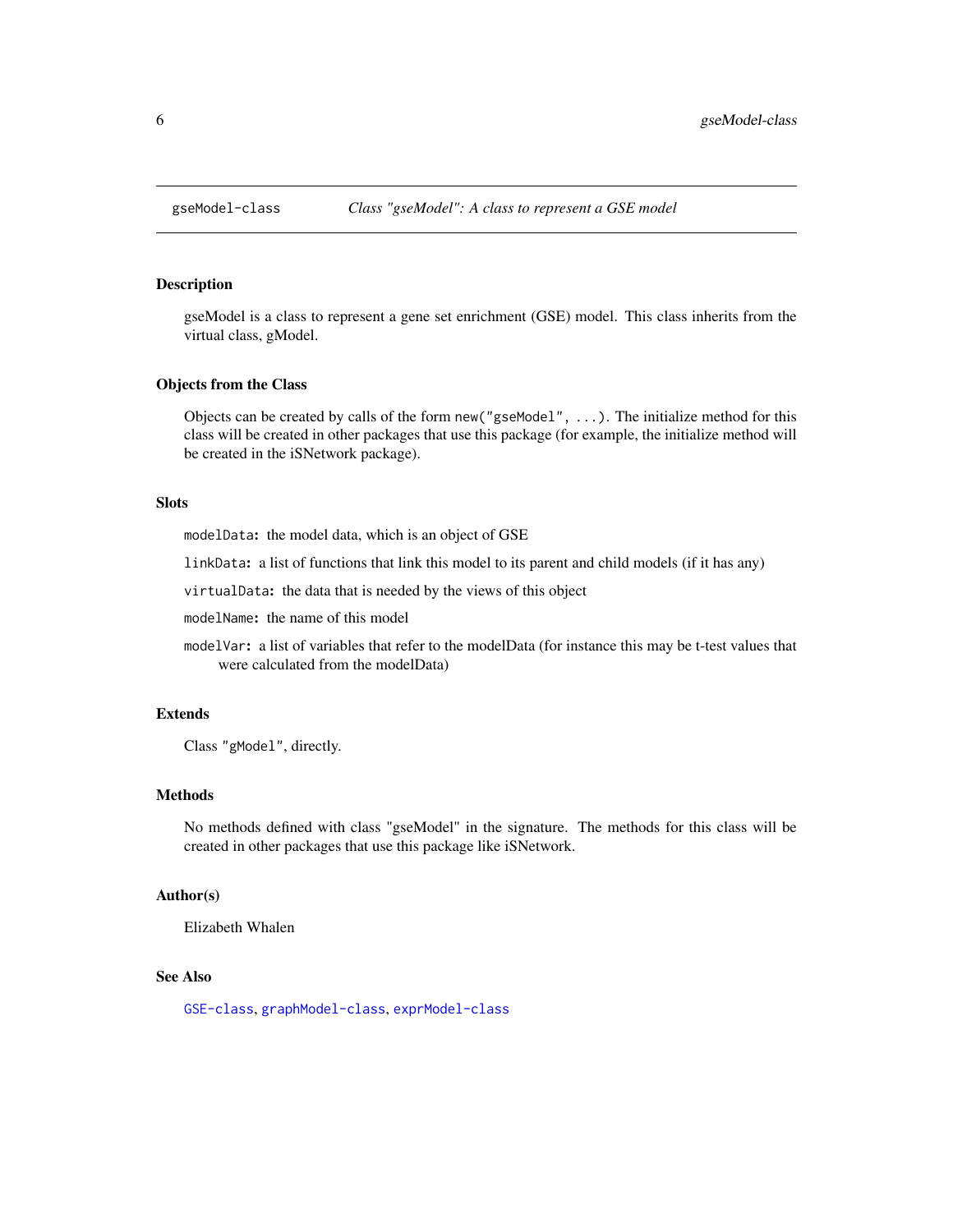gseModel-class    *Class "gseModel": A class to represent a GSE model*

## Description

gseModel is a class to represent a gene set enrichment (GSE) model. This class inherits from the virtual class, gModel.

## Objects from the Class

Objects can be created by calls of the form `new("gseModel", ...)`. The initialize method for this class will be created in other packages that use this package (for example, the initialize method will be created in the iSNetwork package).

## Slots

- `modelData`: the model data, which is an object of GSE
- `linkData`: a list of functions that link this model to its parent and child models (if it has any)
- `virtualData`: the data that is needed by the views of this object
- `modelName`: the name of this model
- `modelVar`: a list of variables that refer to the modelData (for instance this may be t-test values that were calculated from the modelData)

## Extends

Class `"gModel"`, directly.

## Methods

No methods defined with class "gseModel" in the signature. The methods for this class will be created in other packages that use this package like iSNetwork.

## Author(s)

Elizabeth Whalen

## See Also

`GSE-class`, `graphModel-class`, `exprModel-class`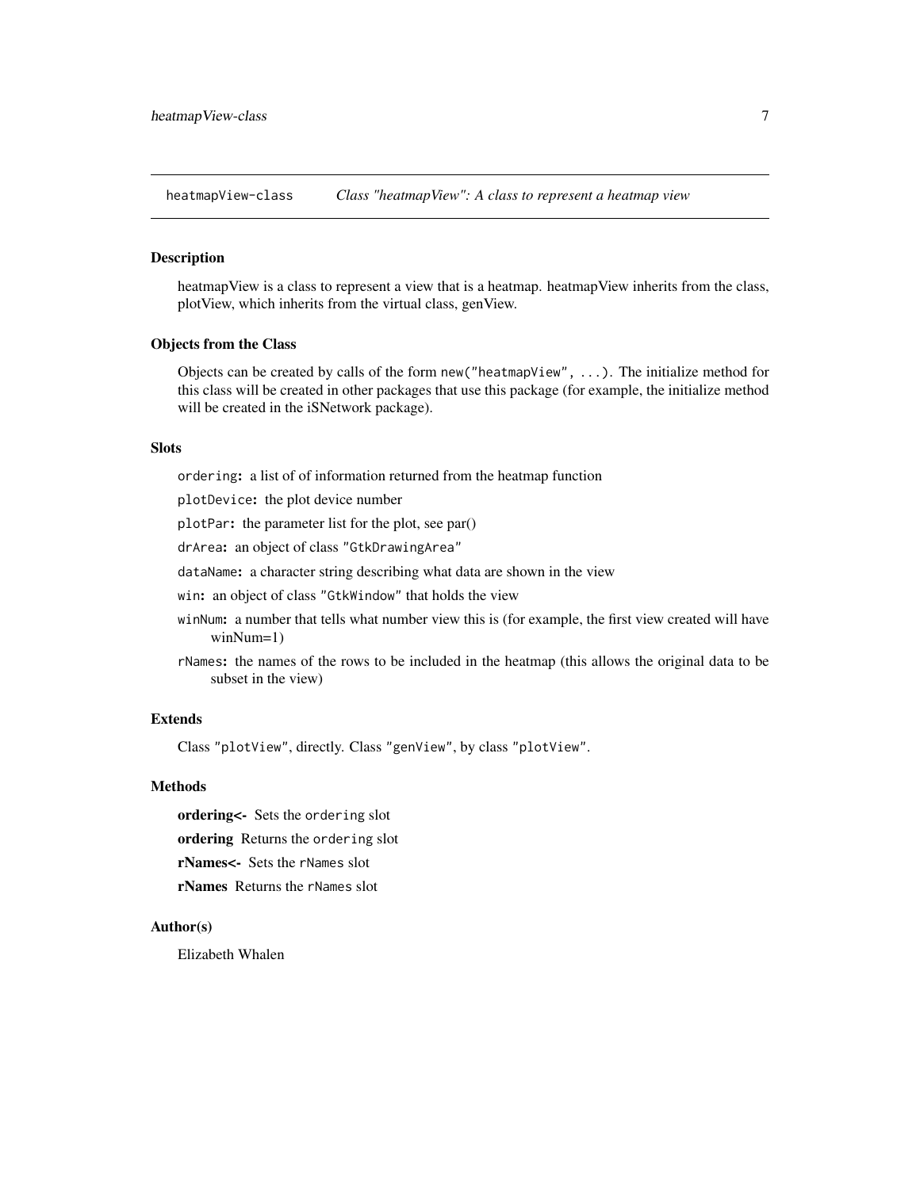## heatmapView-class *Class "heatmapView": A class to represent a heatmap view*

### Description

heatmapView is a class to represent a view that is a heatmap. heatmapView inherits from the class, plotView, which inherits from the virtual class, genView.

### Objects from the Class

Objects can be created by calls of the form `new("heatmapView", ...)`. The initialize method for this class will be created in other packages that use this package (for example, the initialize method will be created in the iSNetwork package).

### Slots

`ordering`: a list of of information returned from the heatmap function

`plotDevice`: the plot device number

`plotPar`: the parameter list for the plot, see par()

`drArea`: an object of class `"GtkDrawingArea"`

`dataName`: a character string describing what data are shown in the view

`win`: an object of class `"GtkWindow"` that holds the view

`winNum`: a number that tells what number view this is (for example, the first view created will have winNum=1)

`rNames`: the names of the rows to be included in the heatmap (this allows the original data to be subset in the view)

### Extends

Class `"plotView"`, directly. Class `"genView"`, by class `"plotView"`.

### Methods

**ordering<-** Sets the `ordering` slot

**ordering** Returns the `ordering` slot

**rNames<-** Sets the `rNames` slot

**rNames** Returns the `rNames` slot

### Author(s)

Elizabeth Whalen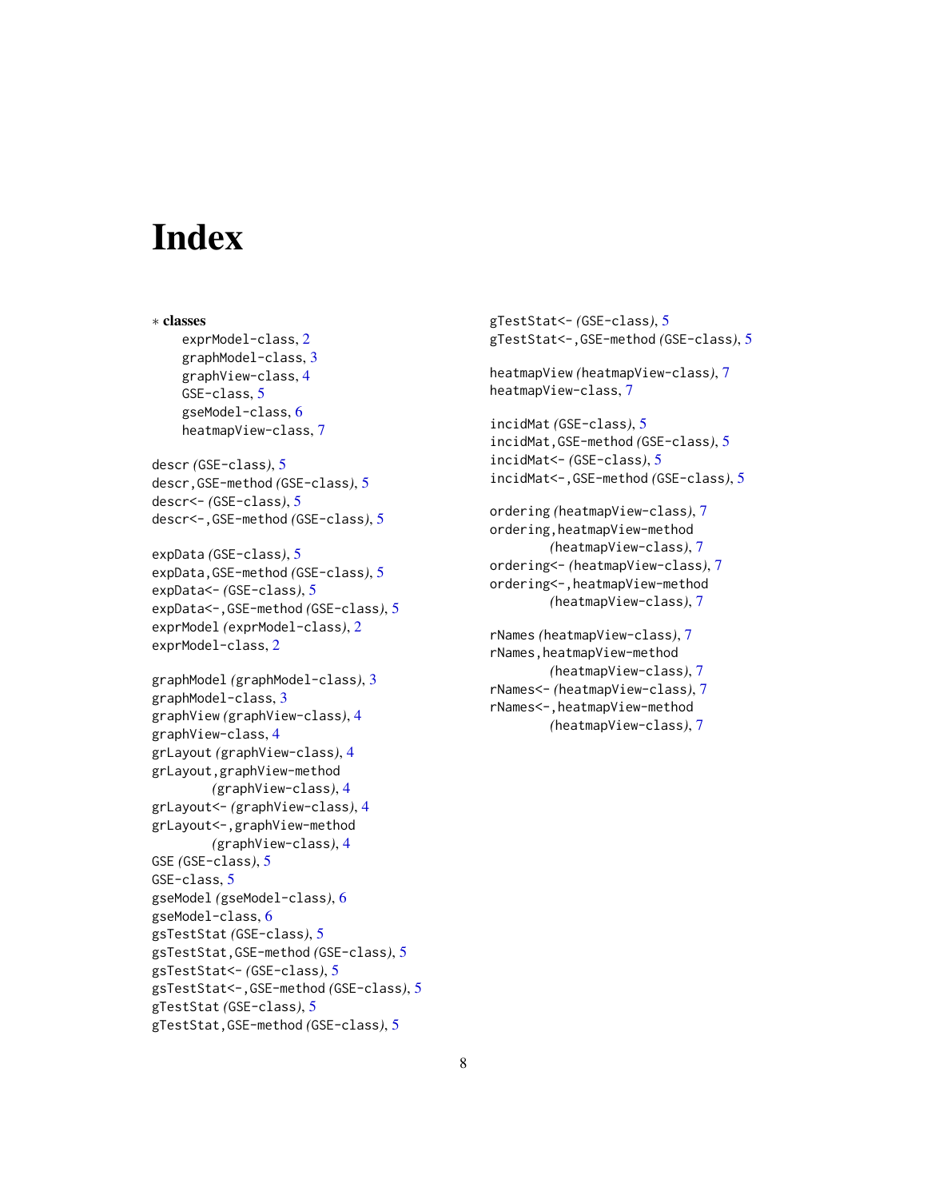# Index

∗ **classes**

exprModel-class, 2
graphModel-class, 3
graphView-class, 4
GSE-class, 5
gseModel-class, 6
heatmapView-class, 7

descr *(GSE-class)*, 5
descr,GSE-method *(GSE-class)*, 5
descr<- *(GSE-class)*, 5
descr<-,GSE-method *(GSE-class)*, 5

expData *(GSE-class)*, 5
expData,GSE-method *(GSE-class)*, 5
expData<- *(GSE-class)*, 5
expData<-,GSE-method *(GSE-class)*, 5
exprModel *(exprModel-class)*, 2
exprModel-class, 2

graphModel *(graphModel-class)*, 3
graphModel-class, 3
graphView *(graphView-class)*, 4
graphView-class, 4
grLayout *(graphView-class)*, 4
grLayout,graphView-method *(graphView-class)*, 4
grLayout<- *(graphView-class)*, 4
grLayout<-,graphView-method *(graphView-class)*, 4
GSE *(GSE-class)*, 5
GSE-class, 5
gseModel *(gseModel-class)*, 6
gseModel-class, 6
gsTestStat *(GSE-class)*, 5
gsTestStat,GSE-method *(GSE-class)*, 5
gsTestStat<- *(GSE-class)*, 5
gsTestStat<-,GSE-method *(GSE-class)*, 5
gTestStat *(GSE-class)*, 5
gTestStat,GSE-method *(GSE-class)*, 5
gTestStat<- *(GSE-class)*, 5
gTestStat<-,GSE-method *(GSE-class)*, 5

heatmapView *(heatmapView-class)*, 7
heatmapView-class, 7

incidMat *(GSE-class)*, 5
incidMat,GSE-method *(GSE-class)*, 5
incidMat<- *(GSE-class)*, 5
incidMat<-,GSE-method *(GSE-class)*, 5

ordering *(heatmapView-class)*, 7
ordering,heatmapView-method *(heatmapView-class)*, 7
ordering<- *(heatmapView-class)*, 7
ordering<-,heatmapView-method *(heatmapView-class)*, 7

rNames *(heatmapView-class)*, 7
rNames,heatmapView-method *(heatmapView-class)*, 7
rNames<- *(heatmapView-class)*, 7
rNames<-,heatmapView-method *(heatmapView-class)*, 7